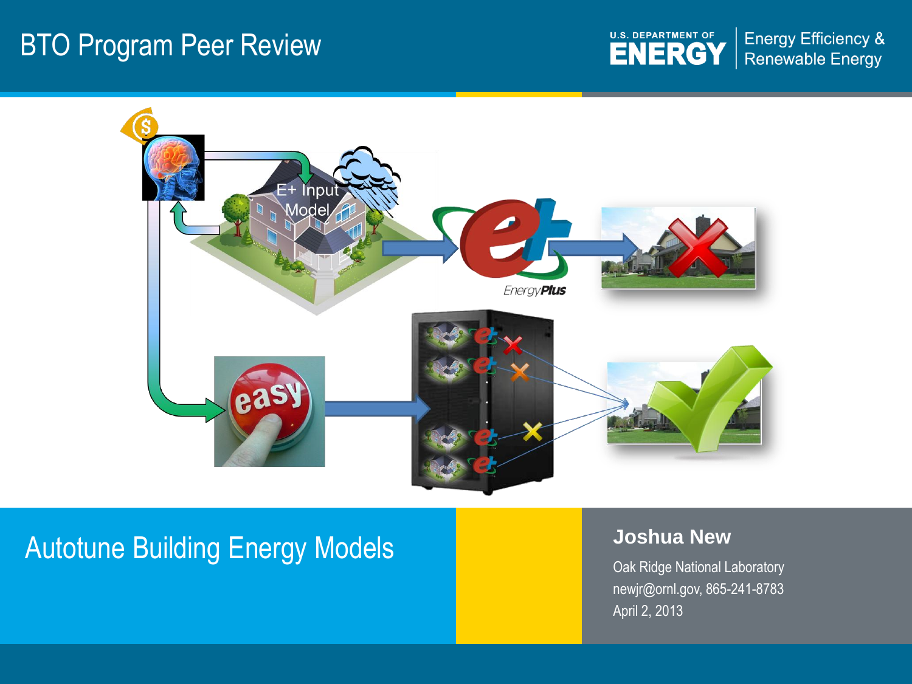# BTO Program Peer Review

U.S. DEPARTMENT OF ENERGY | Energy Efficiency & Renewable Energy

E+ Input Model

EnergyPlus

easy

## Autotune Building Energy Models

**Joshua New**

Oak Ridge National Laboratory
newjr@ornl.gov, 865-241-8783
April 2, 2013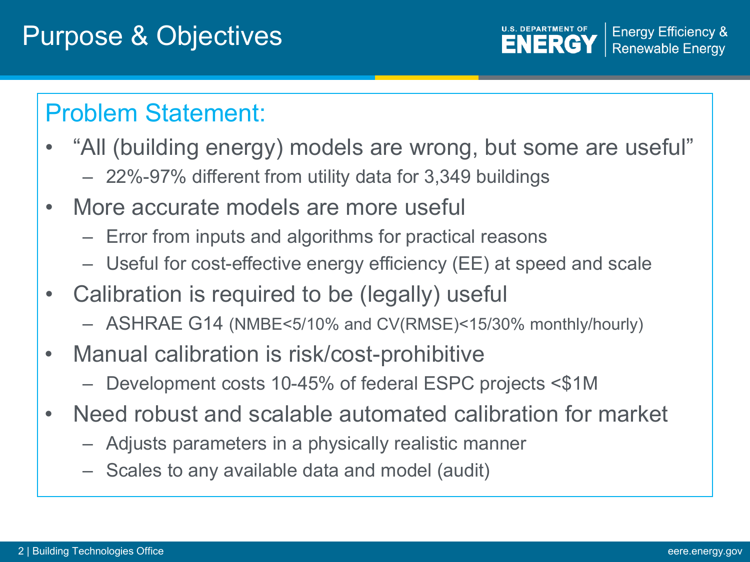# Purpose & Objectives

## Problem Statement:

- "All (building energy) models are wrong, but some are useful"
  - 22%-97% different from utility data for 3,349 buildings
- More accurate models are more useful
  - Error from inputs and algorithms for practical reasons
  - Useful for cost-effective energy efficiency (EE) at speed and scale
- Calibration is required to be (legally) useful
  - ASHRAE G14 (NMBE<5/10% and CV(RMSE)<15/30% monthly/hourly)
- Manual calibration is risk/cost-prohibitive
  - Development costs 10-45% of federal ESPC projects <$1M
- Need robust and scalable automated calibration for market
  - Adjusts parameters in a physically realistic manner
  - Scales to any available data and model (audit)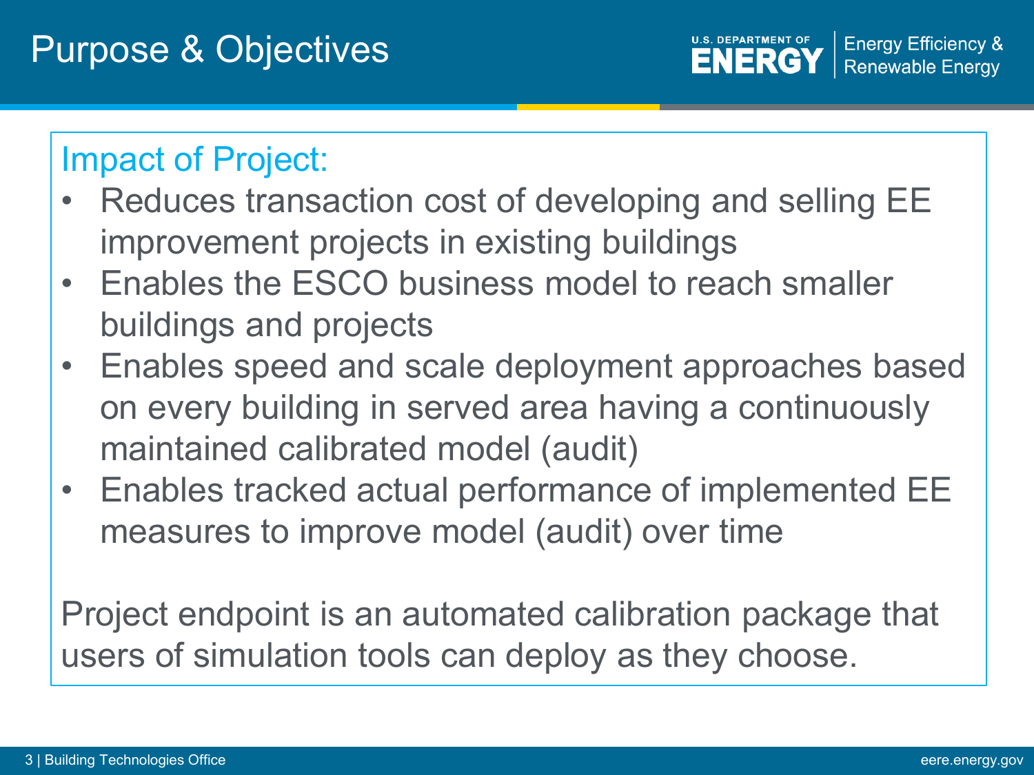# Purpose & Objectives

## Impact of Project:

- Reduces transaction cost of developing and selling EE improvement projects in existing buildings
- Enables the ESCO business model to reach smaller buildings and projects
- Enables speed and scale deployment approaches based on every building in served area having a continuously maintained calibrated model (audit)
- Enables tracked actual performance of implemented EE measures to improve model (audit) over time

Project endpoint is an automated calibration package that users of simulation tools can deploy as they choose.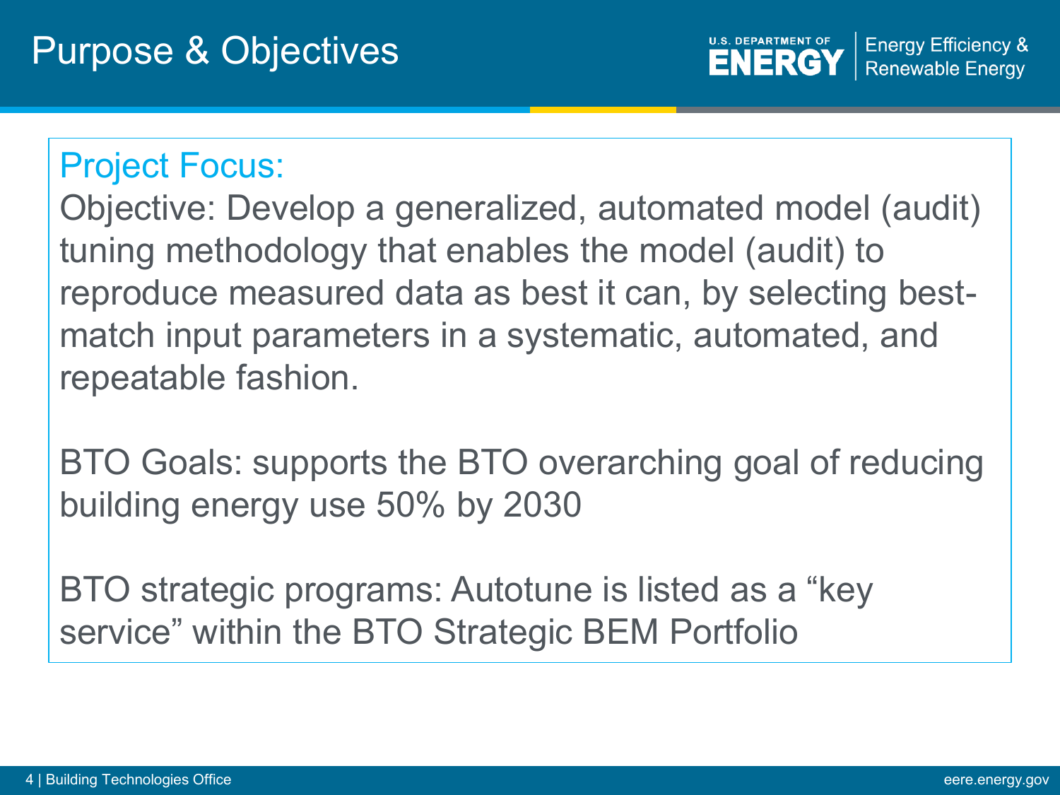# Purpose & Objectives

## Project Focus:

Objective: Develop a generalized, automated model (audit) tuning methodology that enables the model (audit) to reproduce measured data as best it can, by selecting best-match input parameters in a systematic, automated, and repeatable fashion.

BTO Goals: supports the BTO overarching goal of reducing building energy use 50% by 2030

BTO strategic programs: Autotune is listed as a “key service” within the BTO Strategic BEM Portfolio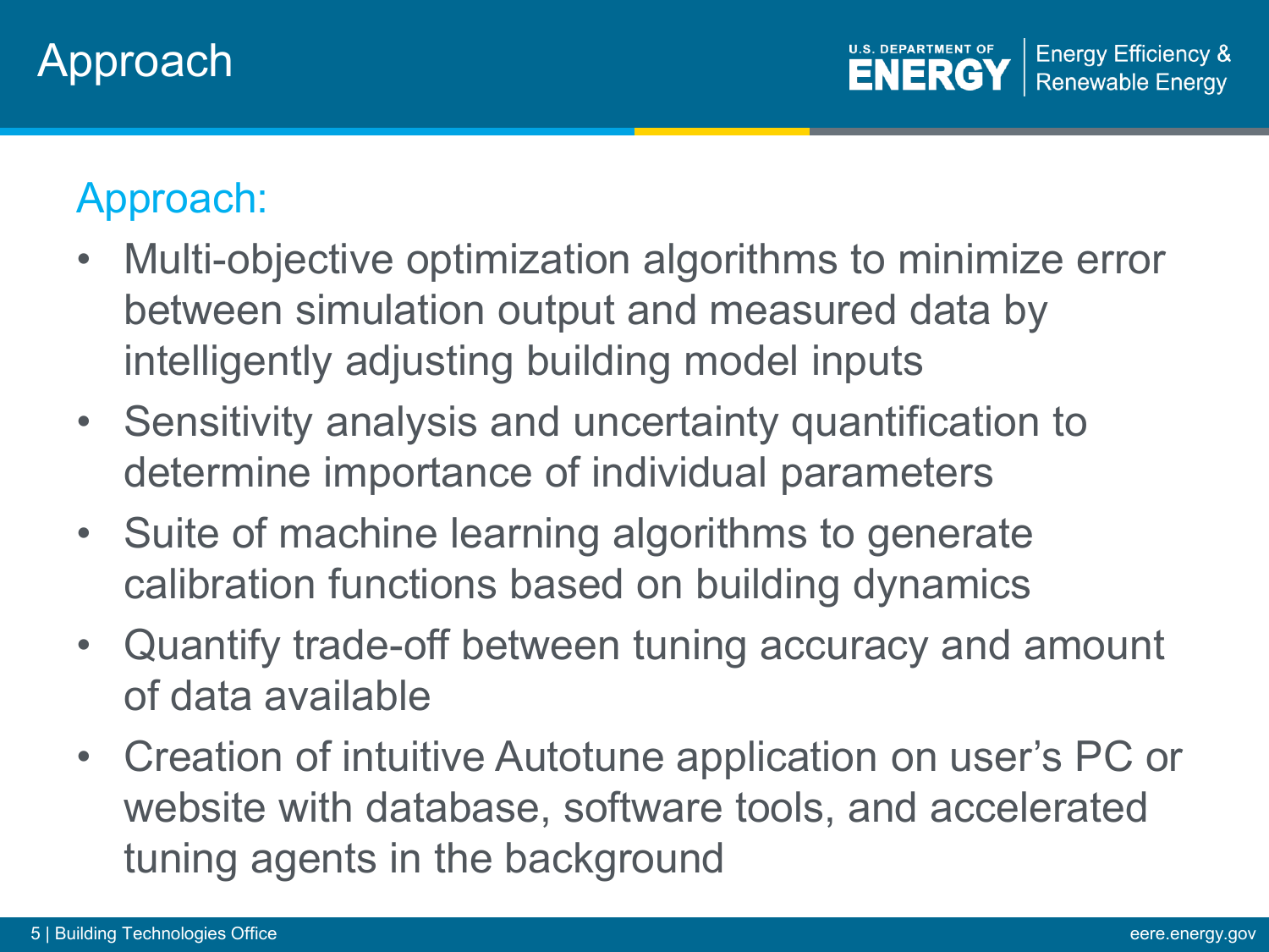# Approach

## Approach:

- Multi-objective optimization algorithms to minimize error between simulation output and measured data by intelligently adjusting building model inputs
- Sensitivity analysis and uncertainty quantification to determine importance of individual parameters
- Suite of machine learning algorithms to generate calibration functions based on building dynamics
- Quantify trade-off between tuning accuracy and amount of data available
- Creation of intuitive Autotune application on user's PC or website with database, software tools, and accelerated tuning agents in the background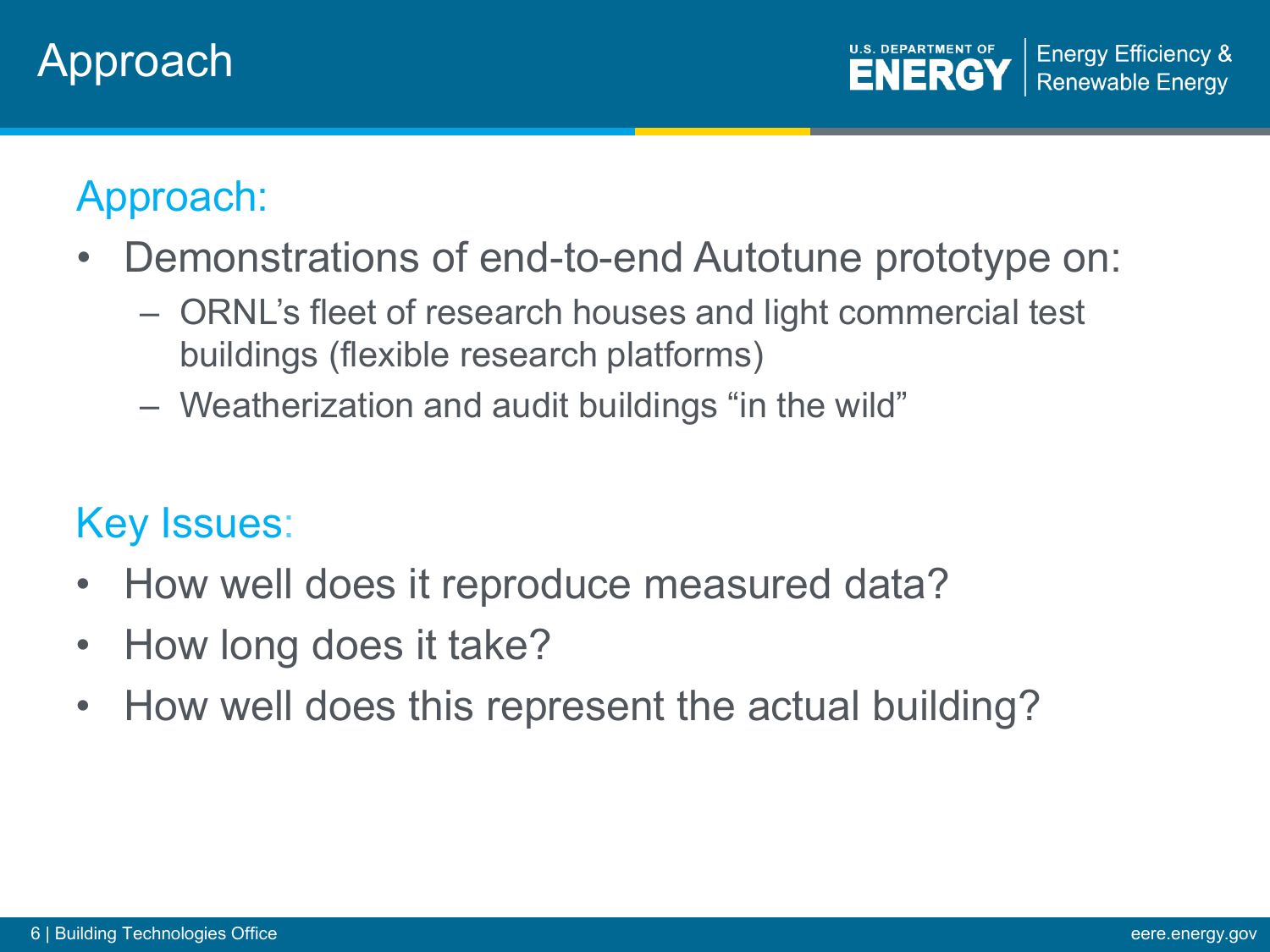# Approach

## Approach:

- Demonstrations of end-to-end Autotune prototype on:
  - ORNL's fleet of research houses and light commercial test buildings (flexible research platforms)
  - Weatherization and audit buildings "in the wild"

## Key Issues:

- How well does it reproduce measured data?
- How long does it take?
- How well does this represent the actual building?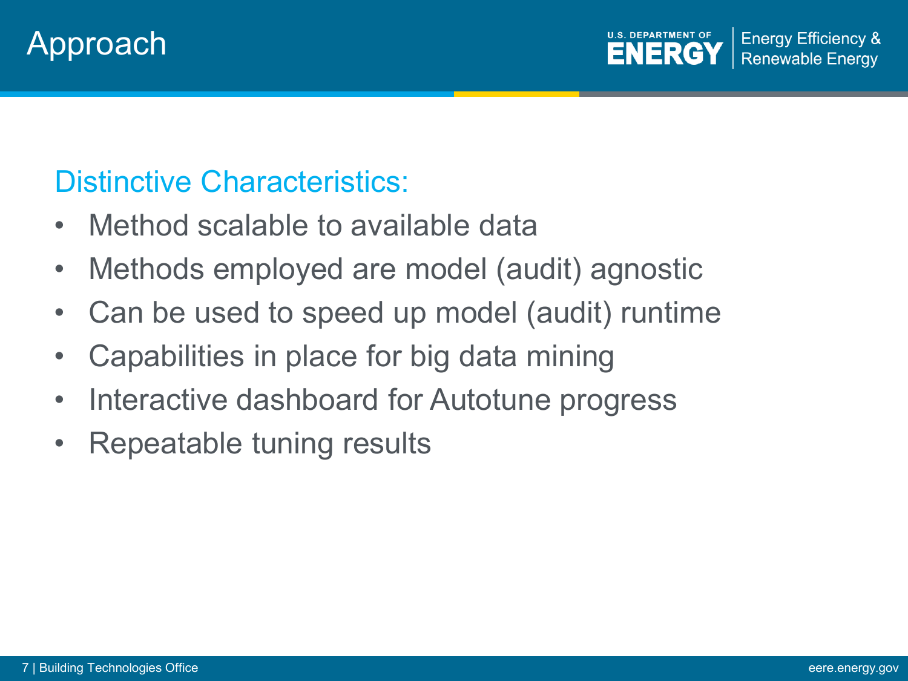# Approach

## Distinctive Characteristics:

- Method scalable to available data
- Methods employed are model (audit) agnostic
- Can be used to speed up model (audit) runtime
- Capabilities in place for big data mining
- Interactive dashboard for Autotune progress
- Repeatable tuning results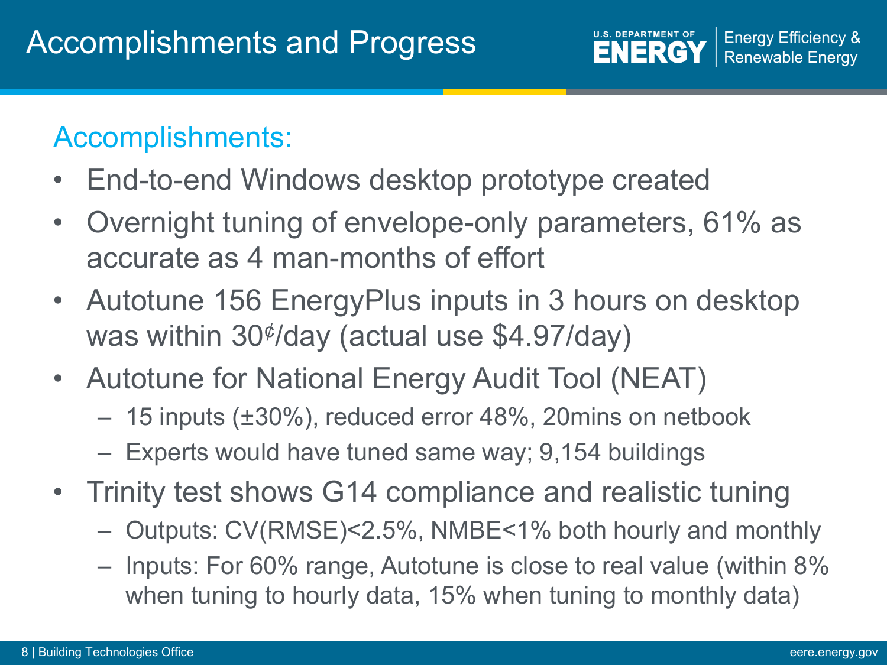# Accomplishments and Progress

## Accomplishments:

- End-to-end Windows desktop prototype created
- Overnight tuning of envelope-only parameters, 61% as accurate as 4 man-months of effort
- Autotune 156 EnergyPlus inputs in 3 hours on desktop was within 30¢/day (actual use $4.97/day)
- Autotune for National Energy Audit Tool (NEAT)
  - 15 inputs (±30%), reduced error 48%, 20mins on netbook
  - Experts would have tuned same way; 9,154 buildings
- Trinity test shows G14 compliance and realistic tuning
  - Outputs: CV(RMSE)<2.5%, NMBE<1% both hourly and monthly
  - Inputs: For 60% range, Autotune is close to real value (within 8% when tuning to hourly data, 15% when tuning to monthly data)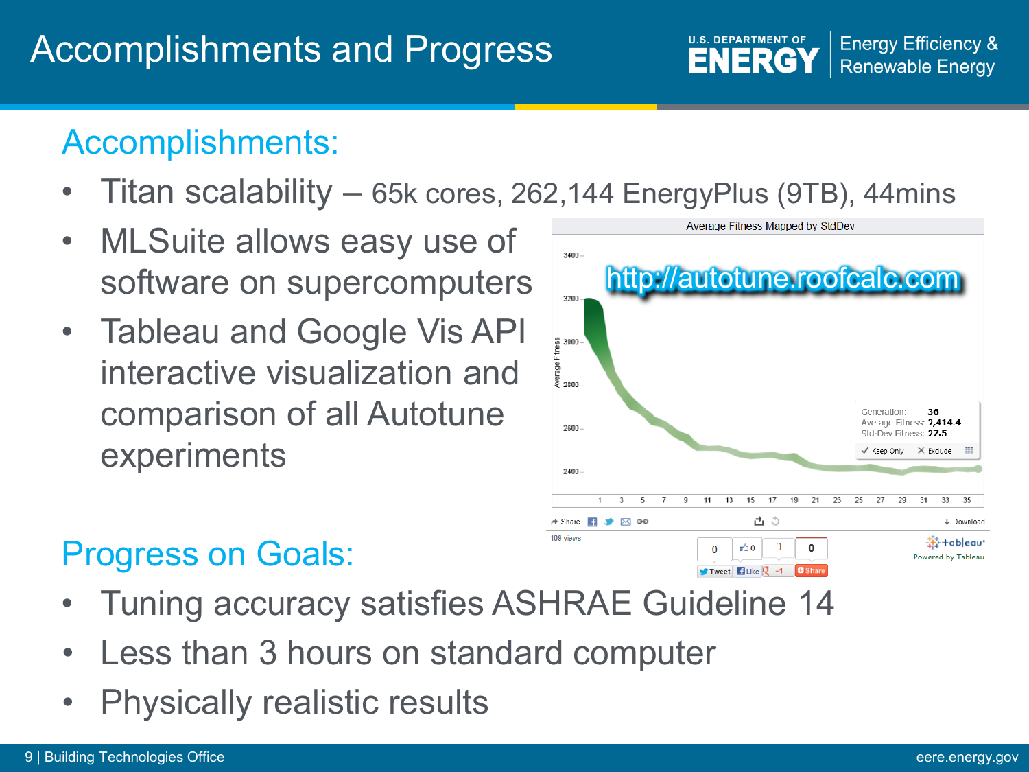# Accomplishments and Progress

## Accomplishments:

- Titan scalability – 65k cores, 262,144 EnergyPlus (9TB), 44mins
- MLSuite allows easy use of software on supercomputers
- Tableau and Google Vis API interactive visualization and comparison of all Autotune experiments

Average Fitness Mapped by StdDev

http://autotune.roofcalc.com

Generation: 36
Average Fitness: 2,414.4
Std-Dev Fitness: 27.5

## Progress on Goals:

- Tuning accuracy satisfies ASHRAE Guideline 14
- Less than 3 hours on standard computer
- Physically realistic results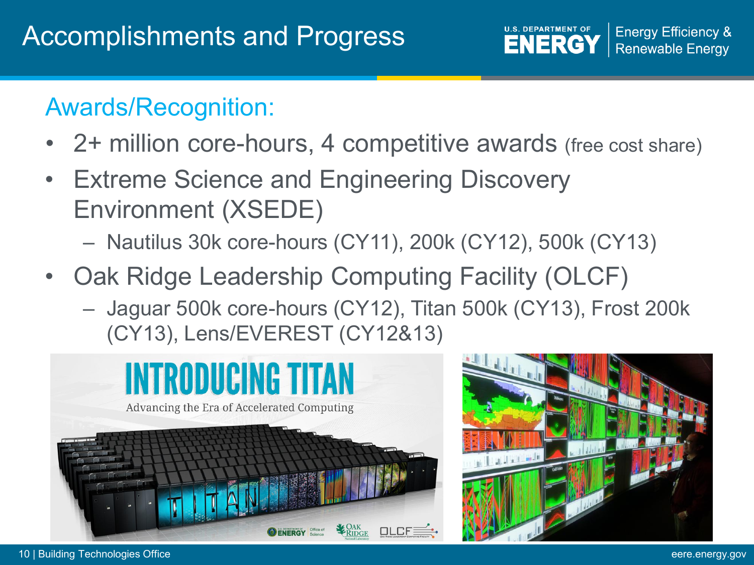# Accomplishments and Progress

## Awards/Recognition:

- 2+ million core-hours, 4 competitive awards (free cost share)
- Extreme Science and Engineering Discovery Environment (XSEDE)
  - Nautilus 30k core-hours (CY11), 200k (CY12), 500k (CY13)
- Oak Ridge Leadership Computing Facility (OLCF)
  - Jaguar 500k core-hours (CY12), Titan 500k (CY13), Frost 200k (CY13), Lens/EVEREST (CY12&13)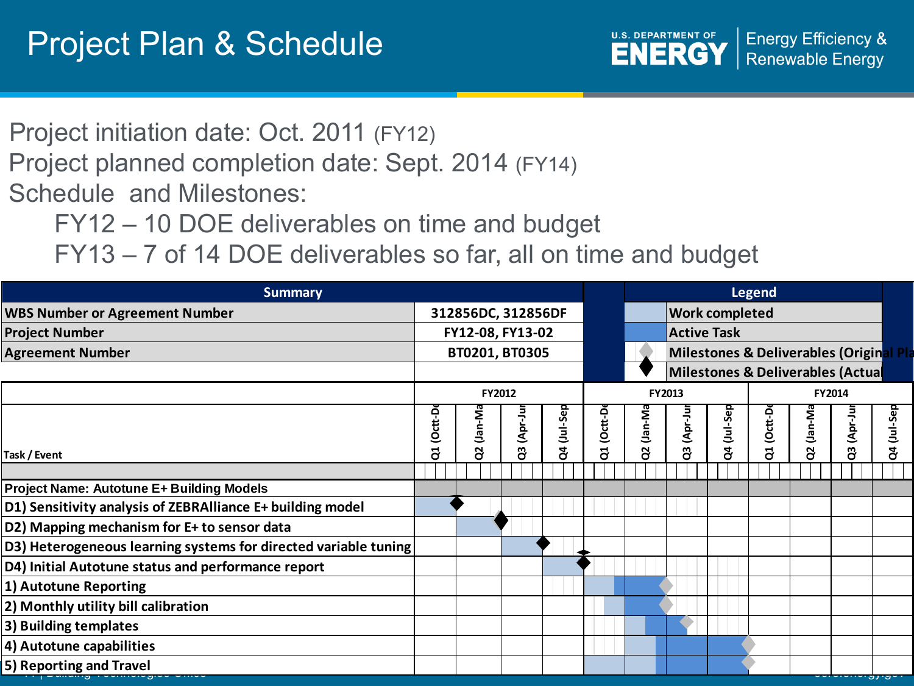# Project Plan & Schedule

Project initiation date: Oct. 2011 (FY12)

Project planned completion date: Sept. 2014 (FY14)

Schedule and Milestones:

- FY12 – 10 DOE deliverables on time and budget
- FY13 – 7 of 14 DOE deliverables so far, all on time and budget

| Summary | |
|---|---|
| WBS Number or Agreement Number | 312856DC, 312856DF |
| Project Number | FY12-08, FY13-02 |
| Agreement Number | BT0201, BT0305 |

| Legend | |
|---|---|
| | Work completed |
| | Active Task |
| | Milestones & Deliverables (Original Pla |
| | Milestones & Deliverables (Actual |

| Task / Event | FY2012 Q1 (Oct-Dec) | FY2012 Q2 (Jan-Mar) | FY2012 Q3 (Apr-Jun) | FY2012 Q4 (Jul-Sep) | FY2013 Q1 (Oct-Dec) | FY2013 Q2 (Jan-Mar) | FY2013 Q3 (Apr-Jun) | FY2013 Q4 (Jul-Sep) | FY2014 Q1 (Oct-Dec) | FY2014 Q2 (Jan-Mar) | FY2014 Q3 (Apr-Jun) | FY2014 Q4 (Jul-Sep) |
|---|---|---|---|---|---|---|---|---|---|---|---|---|
| Project Name: Autotune E+ Building Models | | | | | | | | | | | | |
| D1) Sensitivity analysis of ZEBRAlliance E+ building model | | | | | | | | | | | | |
| D2) Mapping mechanism for E+ to sensor data | | | | | | | | | | | | |
| D3) Heterogeneous learning systems for directed variable tuning | | | | | | | | | | | | |
| D4) Initial Autotune status and performance report | | | | | | | | | | | | |
| 1) Autotune Reporting | | | | | | | | | | | | |
| 2) Monthly utility bill calibration | | | | | | | | | | | | |
| 3) Building templates | | | | | | | | | | | | |
| 4) Autotune capabilities | | | | | | | | | | | | |
| 5) Reporting and Travel | | | | | | | | | | | | |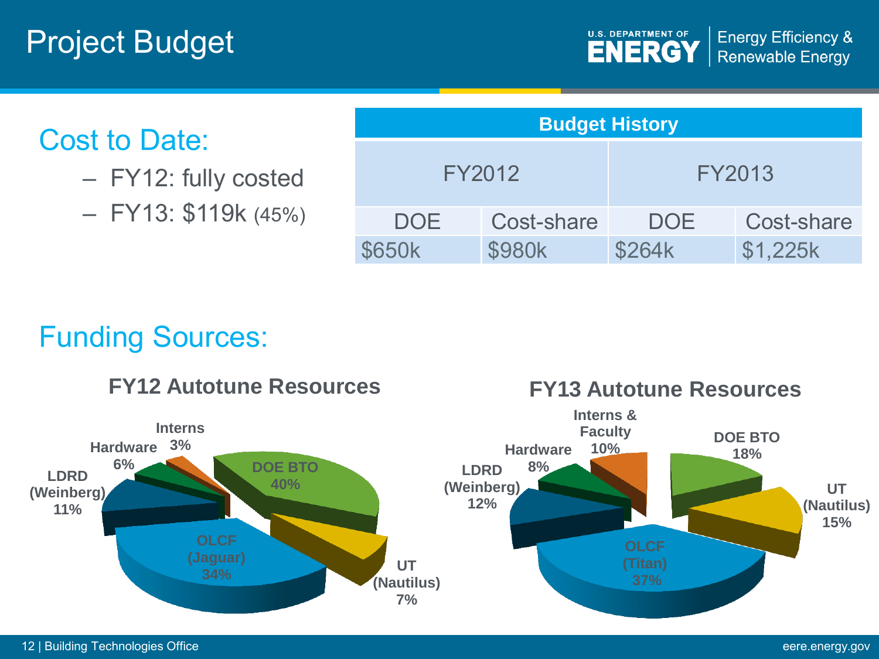# Project Budget

## Cost to Date:

- FY12: fully costed
- FY13: $119k (45%)

| Budget History | | | |
|---|---|---|---|
| FY2012 | | FY2013 | |
| DOE | Cost-share | DOE | Cost-share |
| $650k | $980k | $264k | $1,225k |

## Funding Sources:

**FY12 Autotune Resources**

- DOE BTO 40%
- UT (Nautilus) 7%
- OLCF (Jaguar) 34%
- LDRD (Weinberg) 11%
- Hardware 6%
- Interns 3%

**FY13 Autotune Resources**

- DOE BTO 18%
- UT (Nautilus) 15%
- OLCF (Titan) 37%
- LDRD (Weinberg) 12%
- Hardware 8%
- Interns & Faculty 10%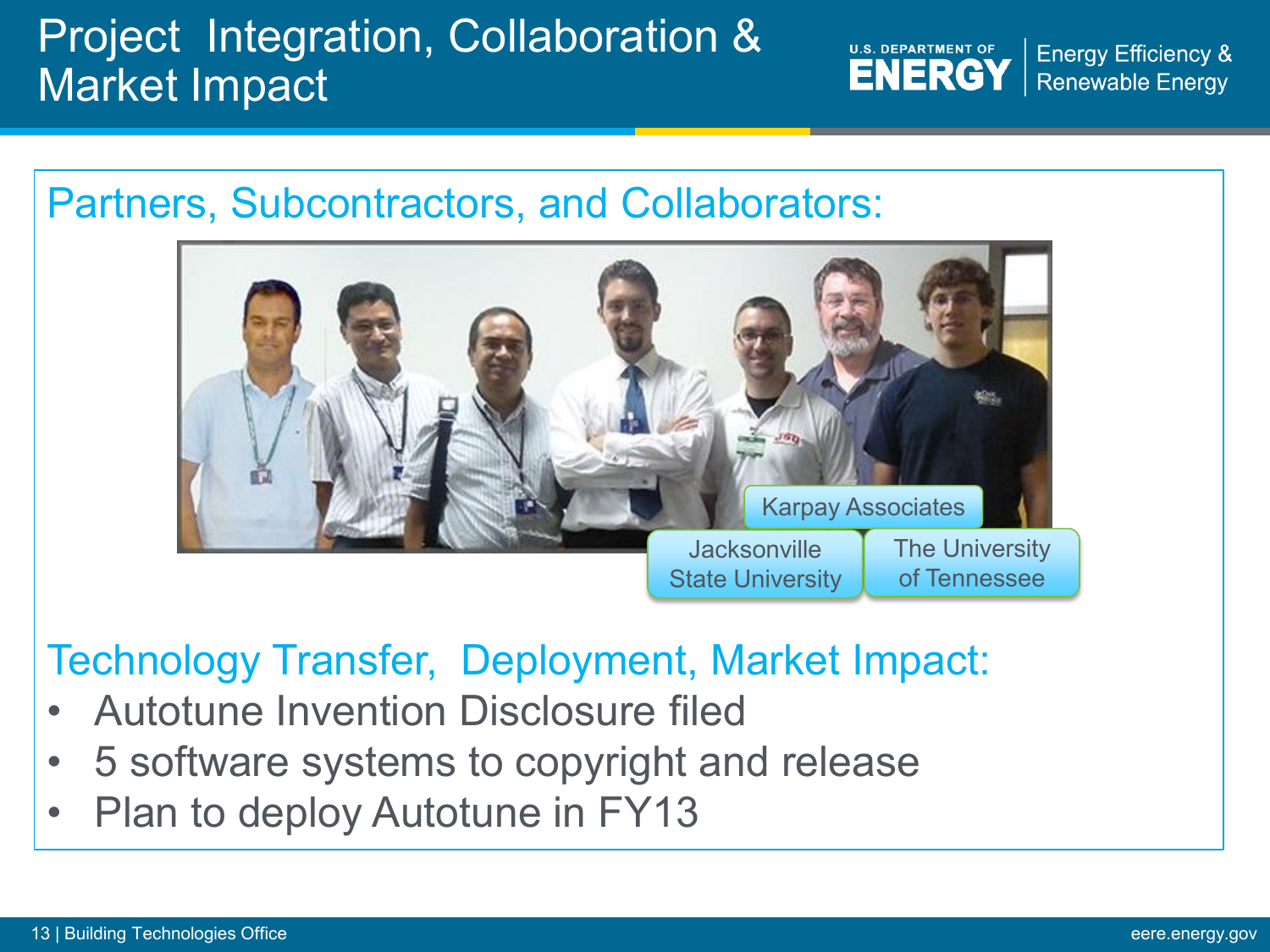# Project Integration, Collaboration & Market Impact

## Partners, Subcontractors, and Collaborators:

Karpay Associates

Jacksonville State University

The University of Tennessee

## Technology Transfer, Deployment, Market Impact:

- Autotune Invention Disclosure filed
- 5 software systems to copyright and release
- Plan to deploy Autotune in FY13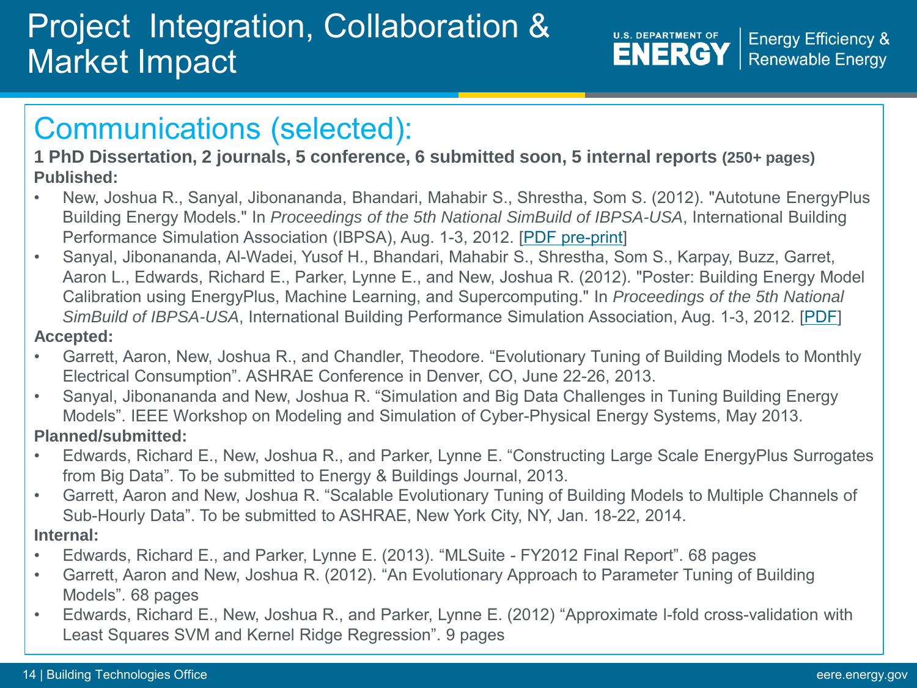# Project Integration, Collaboration & Market Impact

## Communications (selected):

**1 PhD Dissertation, 2 journals, 5 conference, 6 submitted soon, 5 internal reports (250+ pages)**

**Published:**

- New, Joshua R., Sanyal, Jibonananda, Bhandari, Mahabir S., Shrestha, Som S. (2012). "Autotune EnergyPlus Building Energy Models." In *Proceedings of the 5th National SimBuild of IBPSA-USA*, International Building Performance Simulation Association (IBPSA), Aug. 1-3, 2012. [PDF pre-print]
- Sanyal, Jibonananda, Al-Wadei, Yusof H., Bhandari, Mahabir S., Shrestha, Som S., Karpay, Buzz, Garret, Aaron L., Edwards, Richard E., Parker, Lynne E., and New, Joshua R. (2012). "Poster: Building Energy Model Calibration using EnergyPlus, Machine Learning, and Supercomputing." In *Proceedings of the 5th National SimBuild of IBPSA-USA*, International Building Performance Simulation Association, Aug. 1-3, 2012. [PDF]

**Accepted:**

- Garrett, Aaron, New, Joshua R., and Chandler, Theodore. "Evolutionary Tuning of Building Models to Monthly Electrical Consumption". ASHRAE Conference in Denver, CO, June 22-26, 2013.
- Sanyal, Jibonananda and New, Joshua R. "Simulation and Big Data Challenges in Tuning Building Energy Models". IEEE Workshop on Modeling and Simulation of Cyber-Physical Energy Systems, May 2013.

**Planned/submitted:**

- Edwards, Richard E., New, Joshua R., and Parker, Lynne E. "Constructing Large Scale EnergyPlus Surrogates from Big Data". To be submitted to Energy & Buildings Journal, 2013.
- Garrett, Aaron and New, Joshua R. "Scalable Evolutionary Tuning of Building Models to Multiple Channels of Sub-Hourly Data". To be submitted to ASHRAE, New York City, NY, Jan. 18-22, 2014.

**Internal:**

- Edwards, Richard E., and Parker, Lynne E. (2013). "MLSuite - FY2012 Final Report". 68 pages
- Garrett, Aaron and New, Joshua R. (2012). "An Evolutionary Approach to Parameter Tuning of Building Models". 68 pages
- Edwards, Richard E., New, Joshua R., and Parker, Lynne E. (2012) "Approximate l-fold cross-validation with Least Squares SVM and Kernel Ridge Regression". 9 pages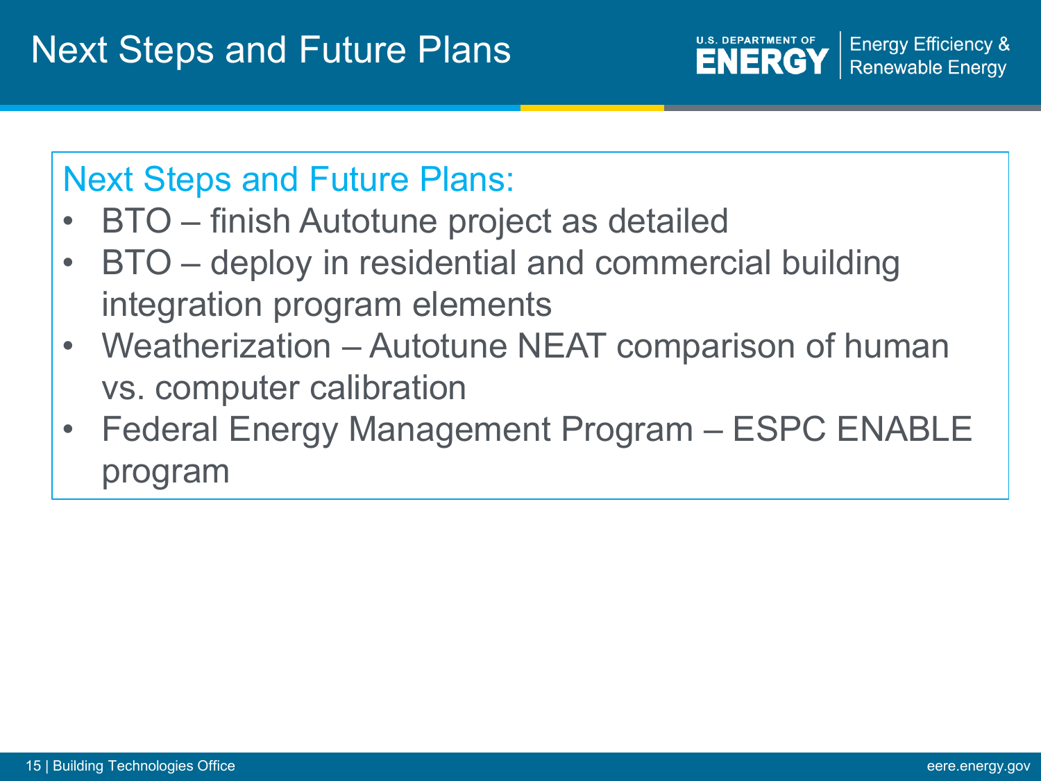# Next Steps and Future Plans

## Next Steps and Future Plans:

- BTO – finish Autotune project as detailed
- BTO – deploy in residential and commercial building integration program elements
- Weatherization – Autotune NEAT comparison of human vs. computer calibration
- Federal Energy Management Program – ESPC ENABLE program